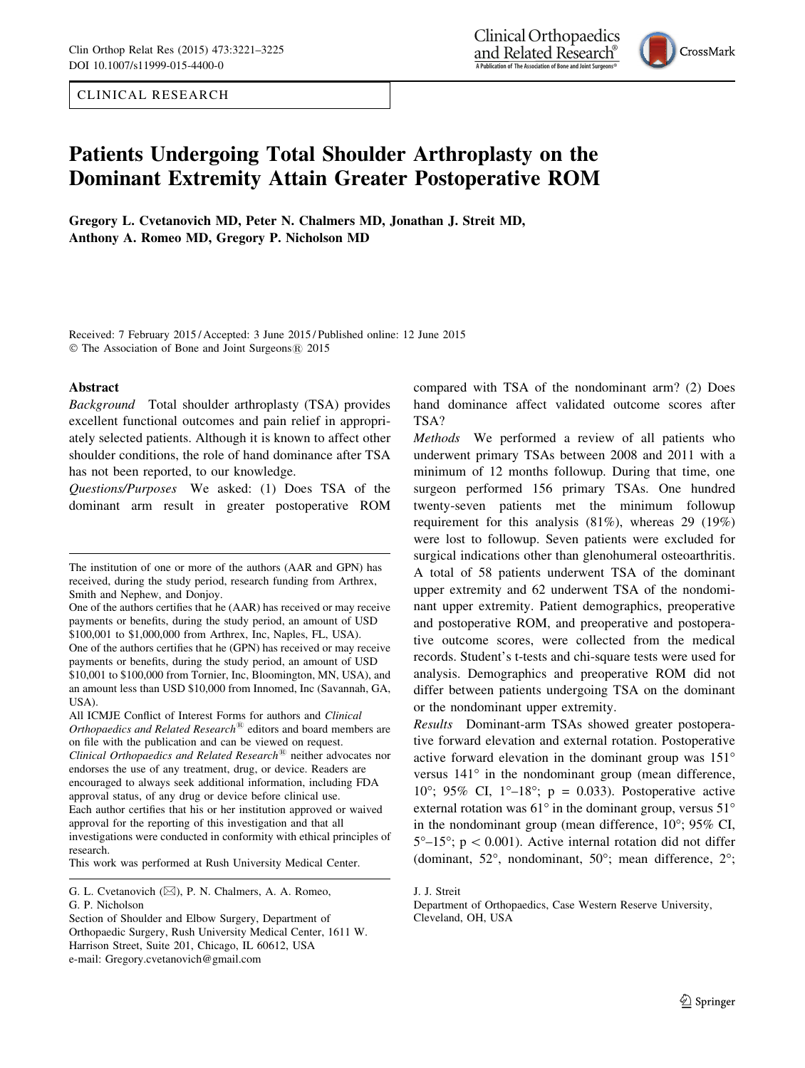CLINICAL RESEARCH

# Patients Undergoing Total Shoulder Arthroplasty on the Dominant Extremity Attain Greater Postoperative ROM

**Gregory L. Cvetanovich MD, Peter N. Chalmers MD, Jonathan J. Streit MD, Anthony A. Romeo MD, Gregory P. Nicholson MD**

Received: 7 February 2015 / Accepted: 3 June 2015 / Published online: 12 June 2015
© The Association of Bone and Joint Surgeons® 2015

## Abstract

*Background* Total shoulder arthroplasty (TSA) provides excellent functional outcomes and pain relief in appropriately selected patients. Although it is known to affect other shoulder conditions, the role of hand dominance after TSA has not been reported, to our knowledge.

*Questions/Purposes* We asked: (1) Does TSA of the dominant arm result in greater postoperative ROM compared with TSA of the nondominant arm? (2) Does hand dominance affect validated outcome scores after TSA?

*Methods* We performed a review of all patients who underwent primary TSAs between 2008 and 2011 with a minimum of 12 months followup. During that time, one surgeon performed 156 primary TSAs. One hundred twenty-seven patients met the minimum followup requirement for this analysis (81%), whereas 29 (19%) were lost to followup. Seven patients were excluded for surgical indications other than glenohumeral osteoarthritis. A total of 58 patients underwent TSA of the dominant upper extremity and 62 underwent TSA of the nondominant upper extremity. Patient demographics, preoperative and postoperative ROM, and preoperative and postoperative outcome scores, were collected from the medical records. Student's t-tests and chi-square tests were used for analysis. Demographics and preoperative ROM did not differ between patients undergoing TSA on the dominant or the nondominant upper extremity.

*Results* Dominant-arm TSAs showed greater postoperative forward elevation and external rotation. Postoperative active forward elevation in the dominant group was 151° versus 141° in the nondominant group (mean difference, 10°; 95% CI, 1°–18°; $p = 0.033$). Postoperative active external rotation was 61° in the dominant group, versus 51° in the nondominant group (mean difference, 10°; 95% CI, 5°–15°; $p < 0.001$). Active internal rotation did not differ (dominant, 52°, nondominant, 50°; mean difference, 2°;

---

The institution of one or more of the authors (AAR and GPN) has received, during the study period, research funding from Arthrex, Smith and Nephew, and Donjoy.

One of the authors certifies that he (AAR) has received or may receive payments or benefits, during the study period, an amount of USD $100,001 to $1,000,000 from Arthrex, Inc, Naples, FL, USA).

One of the authors certifies that he (GPN) has received or may receive payments or benefits, during the study period, an amount of USD $10,001 to $100,000 from Tornier, Inc, Bloomington, MN, USA), and an amount less than USD $10,000 from Innomed, Inc (Savannah, GA, USA).

All ICMJE Conflict of Interest Forms for authors and *Clinical Orthopaedics and Related Research*® editors and board members are on file with the publication and can be viewed on request.

*Clinical Orthopaedics and Related Research*® neither advocates nor endorses the use of any treatment, drug, or device. Readers are encouraged to always seek additional information, including FDA approval status, of any drug or device before clinical use.

Each author certifies that his or her institution approved or waived approval for the reporting of this investigation and that all investigations were conducted in conformity with ethical principles of research.

This work was performed at Rush University Medical Center.

G. L. Cvetanovich (✉), P. N. Chalmers, A. A. Romeo, G. P. Nicholson
Section of Shoulder and Elbow Surgery, Department of Orthopaedic Surgery, Rush University Medical Center, 1611 W. Harrison Street, Suite 201, Chicago, IL 60612, USA
e-mail: Gregory.cvetanovich@gmail.com

J. J. Streit
Department of Orthopaedics, Case Western Reserve University, Cleveland, OH, USA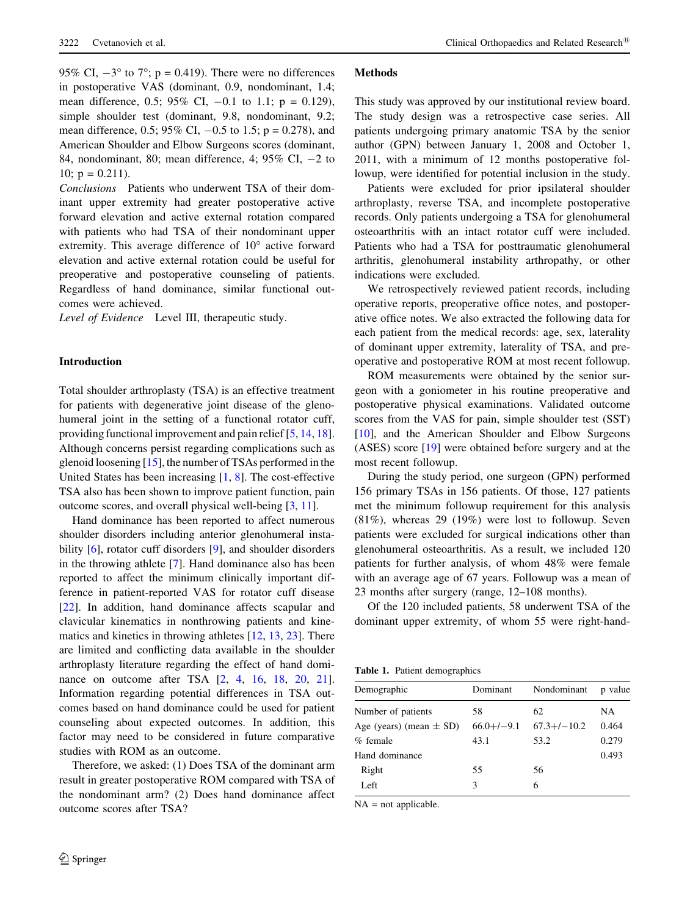95% CI, −3° to 7°; p = 0.419). There were no differences in postoperative VAS (dominant, 0.9, nondominant, 1.4; mean difference, 0.5; 95% CI, −0.1 to 1.1; p = 0.129), simple shoulder test (dominant, 9.8, nondominant, 9.2; mean difference, 0.5; 95% CI, −0.5 to 1.5; p = 0.278), and American Shoulder and Elbow Surgeons scores (dominant, 84, nondominant, 80; mean difference, 4; 95% CI, −2 to 10; p = 0.211).

*Conclusions* Patients who underwent TSA of their dominant upper extremity had greater postoperative active forward elevation and active external rotation compared with patients who had TSA of their nondominant upper extremity. This average difference of 10° active forward elevation and active external rotation could be useful for preoperative and postoperative counseling of patients. Regardless of hand dominance, similar functional outcomes were achieved.

*Level of Evidence* Level III, therapeutic study.

## Introduction

Total shoulder arthroplasty (TSA) is an effective treatment for patients with degenerative joint disease of the glenohumeral joint in the setting of a functional rotator cuff, providing functional improvement and pain relief [5, 14, 18]. Although concerns persist regarding complications such as glenoid loosening [15], the number of TSAs performed in the United States has been increasing [1, 8]. The cost-effective TSA also has been shown to improve patient function, pain outcome scores, and overall physical well-being [3, 11].

Hand dominance has been reported to affect numerous shoulder disorders including anterior glenohumeral instability [6], rotator cuff disorders [9], and shoulder disorders in the throwing athlete [7]. Hand dominance also has been reported to affect the minimum clinically important difference in patient-reported VAS for rotator cuff disease [22]. In addition, hand dominance affects scapular and clavicular kinematics in nonthrowing patients and kinematics and kinetics in throwing athletes [12, 13, 23]. There are limited and conflicting data available in the shoulder arthroplasty literature regarding the effect of hand dominance on outcome after TSA [2, 4, 16, 18, 20, 21]. Information regarding potential differences in TSA outcomes based on hand dominance could be used for patient counseling about expected outcomes. In addition, this factor may need to be considered in future comparative studies with ROM as an outcome.

Therefore, we asked: (1) Does TSA of the dominant arm result in greater postoperative ROM compared with TSA of the nondominant arm? (2) Does hand dominance affect outcome scores after TSA?

## Methods

This study was approved by our institutional review board. The study design was a retrospective case series. All patients undergoing primary anatomic TSA by the senior author (GPN) between January 1, 2008 and October 1, 2011, with a minimum of 12 months postoperative followup, were identified for potential inclusion in the study.

Patients were excluded for prior ipsilateral shoulder arthroplasty, reverse TSA, and incomplete postoperative records. Only patients undergoing a TSA for glenohumeral osteoarthritis with an intact rotator cuff were included. Patients who had a TSA for posttraumatic glenohumeral arthritis, glenohumeral instability arthropathy, or other indications were excluded.

We retrospectively reviewed patient records, including operative reports, preoperative office notes, and postoperative office notes. We also extracted the following data for each patient from the medical records: age, sex, laterality of dominant upper extremity, laterality of TSA, and preoperative and postoperative ROM at most recent followup.

ROM measurements were obtained by the senior surgeon with a goniometer in his routine preoperative and postoperative physical examinations. Validated outcome scores from the VAS for pain, simple shoulder test (SST) [10], and the American Shoulder and Elbow Surgeons (ASES) score [19] were obtained before surgery and at the most recent followup.

During the study period, one surgeon (GPN) performed 156 primary TSAs in 156 patients. Of those, 127 patients met the minimum followup requirement for this analysis (81%), whereas 29 (19%) were lost to followup. Seven patients were excluded for surgical indications other than glenohumeral osteoarthritis. As a result, we included 120 patients for further analysis, of whom 48% were female with an average age of 67 years. Followup was a mean of 23 months after surgery (range, 12–108 months).

Of the 120 included patients, 58 underwent TSA of the dominant upper extremity, of whom 55 were right-hand-

**Table 1.** Patient demographics

| Demographic | Dominant | Nondominant | p value |
|---|---|---|---|
| Number of patients | 58 | 62 | NA |
| Age (years) (mean ± SD) | 66.0+/−9.1 | 67.3+/−10.2 | 0.464 |
| % female | 43.1 | 53.2 | 0.279 |
| Hand dominance | | | 0.493 |
| Right | 55 | 56 | |
| Left | 3 | 6 | |

NA = not applicable.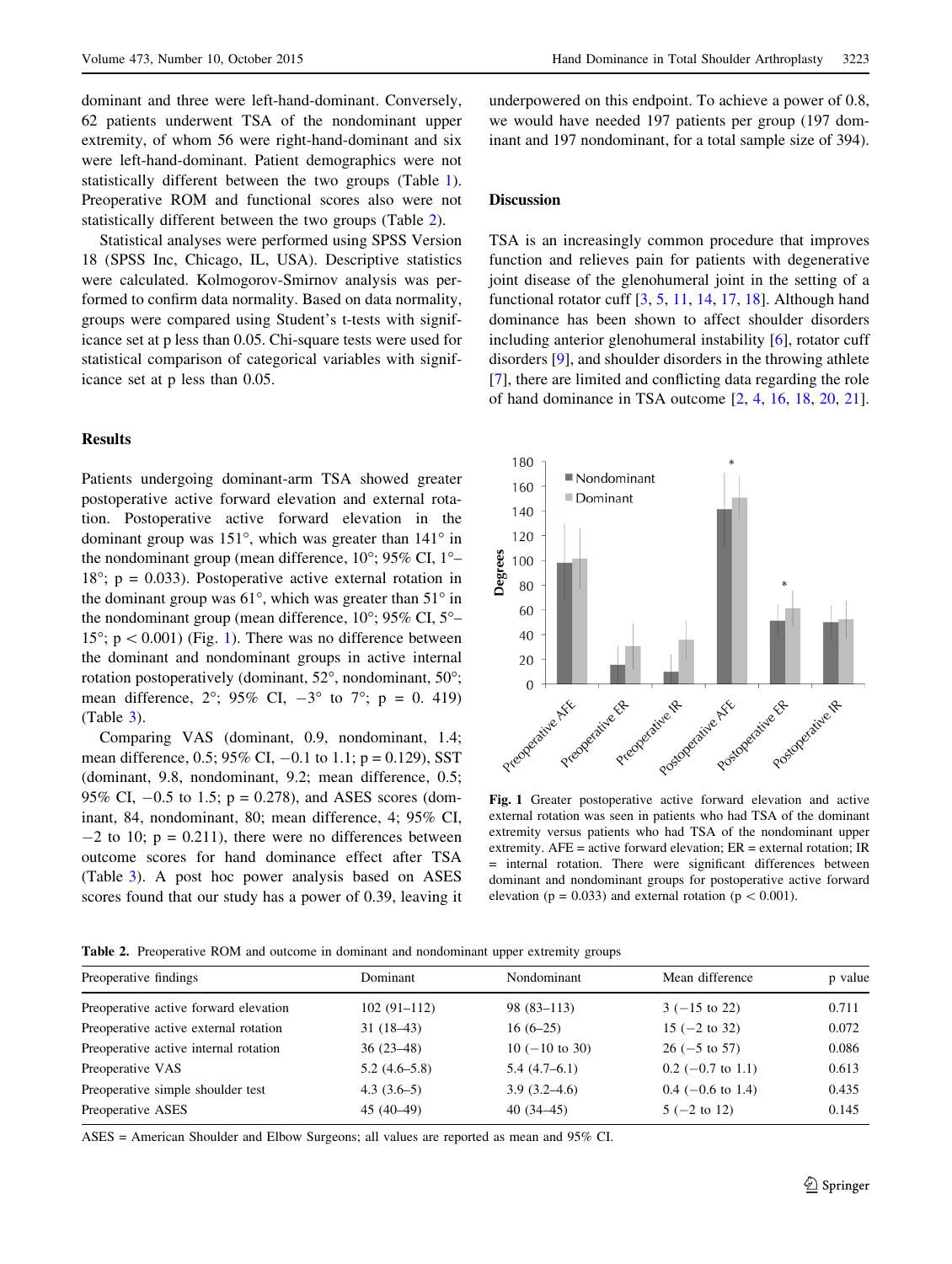dominant and three were left-hand-dominant. Conversely, 62 patients underwent TSA of the nondominant upper extremity, of whom 56 were right-hand-dominant and six were left-hand-dominant. Patient demographics were not statistically different between the two groups (Table 1). Preoperative ROM and functional scores also were not statistically different between the two groups (Table 2).

Statistical analyses were performed using SPSS Version 18 (SPSS Inc, Chicago, IL, USA). Descriptive statistics were calculated. Kolmogorov-Smirnov analysis was performed to confirm data normality. Based on data normality, groups were compared using Student's t-tests with significance set at p less than 0.05. Chi-square tests were used for statistical comparison of categorical variables with significance set at p less than 0.05.

## Results

Patients undergoing dominant-arm TSA showed greater postoperative active forward elevation and external rotation. Postoperative active forward elevation in the dominant group was 151°, which was greater than 141° in the nondominant group (mean difference, 10°; 95% CI, 1°–18°; p = 0.033). Postoperative active external rotation in the dominant group was 61°, which was greater than 51° in the nondominant group (mean difference, 10°; 95% CI, 5°–15°; p < 0.001) (Fig. 1). There was no difference between the dominant and nondominant groups in active internal rotation postoperatively (dominant, 52°, nondominant, 50°; mean difference, 2°; 95% CI, −3° to 7°; p = 0. 419) (Table 3).

Comparing VAS (dominant, 0.9, nondominant, 1.4; mean difference, 0.5; 95% CI, −0.1 to 1.1; p = 0.129), SST (dominant, 9.8, nondominant, 9.2; mean difference, 0.5; 95% CI, −0.5 to 1.5; p = 0.278), and ASES scores (dominant, 84, nondominant, 80; mean difference, 4; 95% CI, −2 to 10; p = 0.211), there were no differences between outcome scores for hand dominance effect after TSA (Table 3). A post hoc power analysis based on ASES scores found that our study has a power of 0.39, leaving it underpowered on this endpoint. To achieve a power of 0.8, we would have needed 197 patients per group (197 dominant and 197 nondominant, for a total sample size of 394).

## Discussion

TSA is an increasingly common procedure that improves function and relieves pain for patients with degenerative joint disease of the glenohumeral joint in the setting of a functional rotator cuff [3, 5, 11, 14, 17, 18]. Although hand dominance has been shown to affect shoulder disorders including anterior glenohumeral instability [6], rotator cuff disorders [9], and shoulder disorders in the throwing athlete [7], there are limited and conflicting data regarding the role of hand dominance in TSA outcome [2, 4, 16, 18, 20, 21].

**Fig. 1** Greater postoperative active forward elevation and active external rotation was seen in patients who had TSA of the dominant extremity versus patients who had TSA of the nondominant upper extremity. AFE = active forward elevation; ER = external rotation; IR = internal rotation. There were significant differences between dominant and nondominant groups for postoperative active forward elevation (p = 0.033) and external rotation (p < 0.001).

**Table 2.** Preoperative ROM and outcome in dominant and nondominant upper extremity groups

| Preoperative findings | Dominant | Nondominant | Mean difference | p value |
|---|---|---|---|---|
| Preoperative active forward elevation | 102 (91–112) | 98 (83–113) | 3 (−15 to 22) | 0.711 |
| Preoperative active external rotation | 31 (18–43) | 16 (6–25) | 15 (−2 to 32) | 0.072 |
| Preoperative active internal rotation | 36 (23–48) | 10 (−10 to 30) | 26 (−5 to 57) | 0.086 |
| Preoperative VAS | 5.2 (4.6–5.8) | 5.4 (4.7–6.1) | 0.2 (−0.7 to 1.1) | 0.613 |
| Preoperative simple shoulder test | 4.3 (3.6–5) | 3.9 (3.2–4.6) | 0.4 (−0.6 to 1.4) | 0.435 |
| Preoperative ASES | 45 (40–49) | 40 (34–45) | 5 (−2 to 12) | 0.145 |

ASES = American Shoulder and Elbow Surgeons; all values are reported as mean and 95% CI.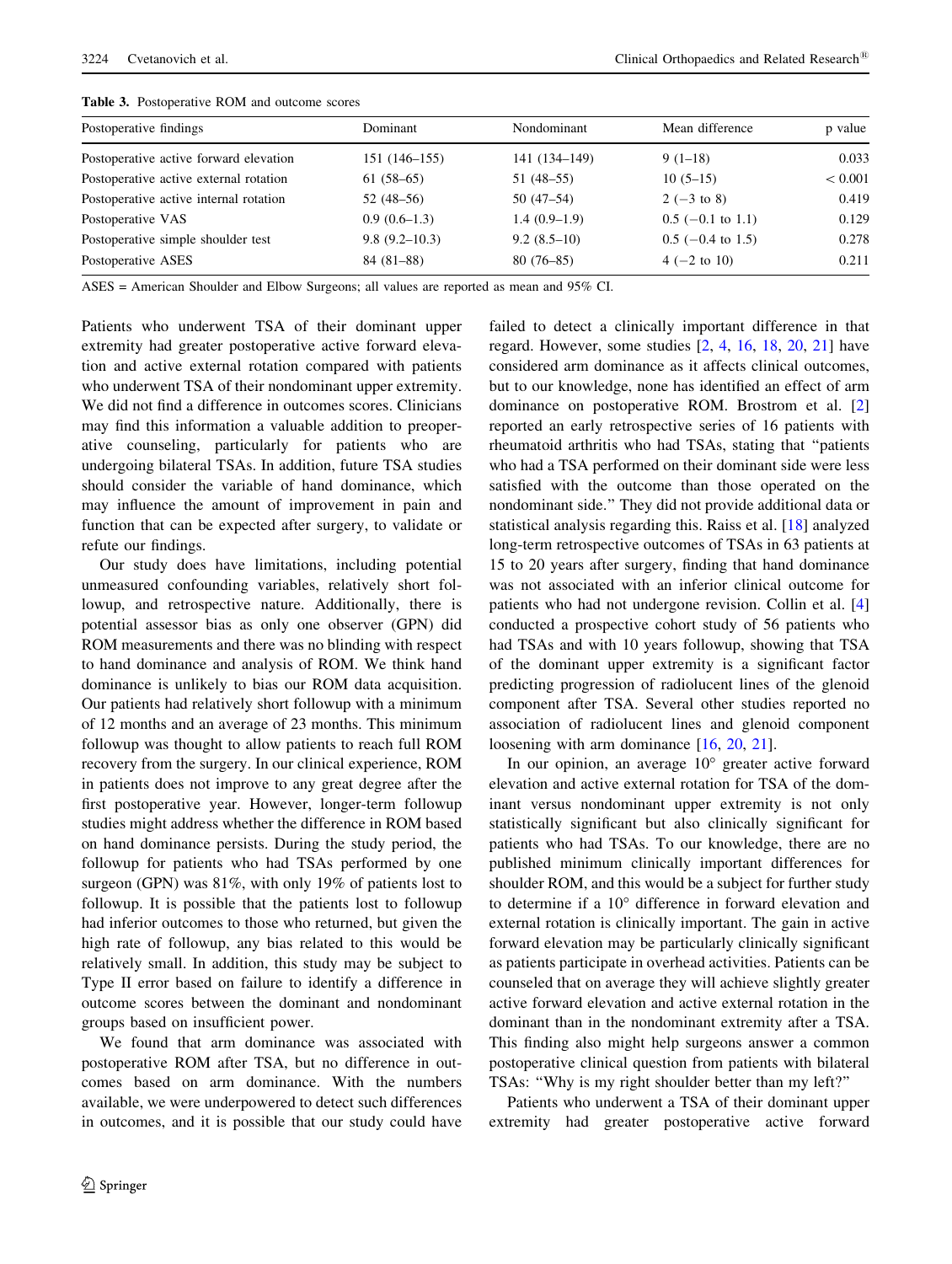**Table 3.** Postoperative ROM and outcome scores

| Postoperative findings | Dominant | Nondominant | Mean difference | p value |
|---|---|---|---|---|
| Postoperative active forward elevation | 151 (146–155) | 141 (134–149) | 9 (1–18) | 0.033 |
| Postoperative active external rotation | 61 (58–65) | 51 (48–55) | 10 (5–15) | < 0.001 |
| Postoperative active internal rotation | 52 (48–56) | 50 (47–54) | 2 (−3 to 8) | 0.419 |
| Postoperative VAS | 0.9 (0.6–1.3) | 1.4 (0.9–1.9) | 0.5 (−0.1 to 1.1) | 0.129 |
| Postoperative simple shoulder test | 9.8 (9.2–10.3) | 9.2 (8.5–10) | 0.5 (−0.4 to 1.5) | 0.278 |
| Postoperative ASES | 84 (81–88) | 80 (76–85) | 4 (−2 to 10) | 0.211 |

ASES = American Shoulder and Elbow Surgeons; all values are reported as mean and 95% CI.

Patients who underwent TSA of their dominant upper extremity had greater postoperative active forward elevation and active external rotation compared with patients who underwent TSA of their nondominant upper extremity. We did not find a difference in outcomes scores. Clinicians may find this information a valuable addition to preoperative counseling, particularly for patients who are undergoing bilateral TSAs. In addition, future TSA studies should consider the variable of hand dominance, which may influence the amount of improvement in pain and function that can be expected after surgery, to validate or refute our findings.

Our study does have limitations, including potential unmeasured confounding variables, relatively short followup, and retrospective nature. Additionally, there is potential assessor bias as only one observer (GPN) did ROM measurements and there was no blinding with respect to hand dominance and analysis of ROM. We think hand dominance is unlikely to bias our ROM data acquisition. Our patients had relatively short followup with a minimum of 12 months and an average of 23 months. This minimum followup was thought to allow patients to reach full ROM recovery from the surgery. In our clinical experience, ROM in patients does not improve to any great degree after the first postoperative year. However, longer-term followup studies might address whether the difference in ROM based on hand dominance persists. During the study period, the followup for patients who had TSAs performed by one surgeon (GPN) was 81%, with only 19% of patients lost to followup. It is possible that the patients lost to followup had inferior outcomes to those who returned, but given the high rate of followup, any bias related to this would be relatively small. In addition, this study may be subject to Type II error based on failure to identify a difference in outcome scores between the dominant and nondominant groups based on insufficient power.

We found that arm dominance was associated with postoperative ROM after TSA, but no difference in outcomes based on arm dominance. With the numbers available, we were underpowered to detect such differences in outcomes, and it is possible that our study could have failed to detect a clinically important difference in that regard. However, some studies [2, 4, 16, 18, 20, 21] have considered arm dominance as it affects clinical outcomes, but to our knowledge, none has identified an effect of arm dominance on postoperative ROM. Brostrom et al. [2] reported an early retrospective series of 16 patients with rheumatoid arthritis who had TSAs, stating that "patients who had a TSA performed on their dominant side were less satisfied with the outcome than those operated on the nondominant side." They did not provide additional data or statistical analysis regarding this. Raiss et al. [18] analyzed long-term retrospective outcomes of TSAs in 63 patients at 15 to 20 years after surgery, finding that hand dominance was not associated with an inferior clinical outcome for patients who had not undergone revision. Collin et al. [4] conducted a prospective cohort study of 56 patients who had TSAs and with 10 years followup, showing that TSA of the dominant upper extremity is a significant factor predicting progression of radiolucent lines of the glenoid component after TSA. Several other studies reported no association of radiolucent lines and glenoid component loosening with arm dominance [16, 20, 21].

In our opinion, an average 10° greater active forward elevation and active external rotation for TSA of the dominant versus nondominant upper extremity is not only statistically significant but also clinically significant for patients who had TSAs. To our knowledge, there are no published minimum clinically important differences for shoulder ROM, and this would be a subject for further study to determine if a 10° difference in forward elevation and external rotation is clinically important. The gain in active forward elevation may be particularly clinically significant as patients participate in overhead activities. Patients can be counseled that on average they will achieve slightly greater active forward elevation and active external rotation in the dominant than in the nondominant extremity after a TSA. This finding also might help surgeons answer a common postoperative clinical question from patients with bilateral TSAs: "Why is my right shoulder better than my left?"

Patients who underwent a TSA of their dominant upper extremity had greater postoperative active forward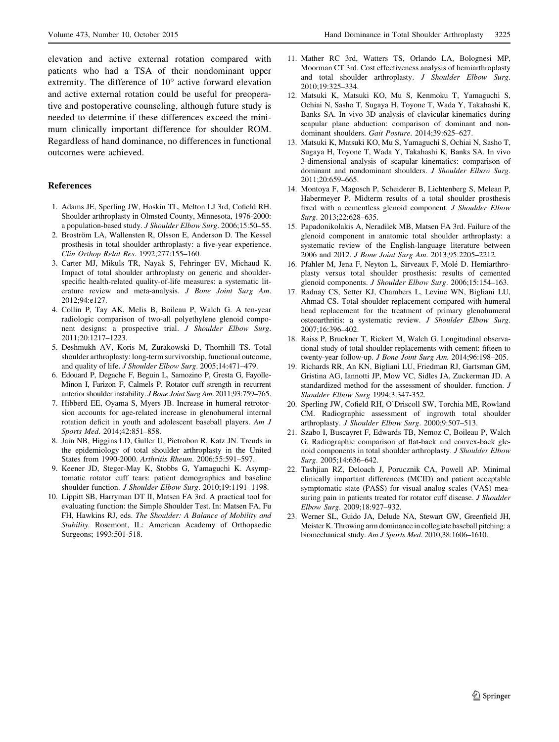elevation and active external rotation compared with patients who had a TSA of their nondominant upper extremity. The difference of 10° active forward elevation and active external rotation could be useful for preoperative and postoperative counseling, although future study is needed to determine if these differences exceed the minimum clinically important difference for shoulder ROM. Regardless of hand dominance, no differences in functional outcomes were achieved.

## References

1. Adams JE, Sperling JW, Hoskin TL, Melton LJ 3rd, Cofield RH. Shoulder arthroplasty in Olmsted County, Minnesota, 1976-2000: a population-based study. *J Shoulder Elbow Surg*. 2006;15:50–55.
2. Broström LA, Wallensten R, Olsson E, Anderson D. The Kessel prosthesis in total shoulder arthroplasty: a five-year experience. *Clin Orthop Relat Res*. 1992;277:155–160.
3. Carter MJ, Mikuls TR, Nayak S, Fehringer EV, Michaud K. Impact of total shoulder arthroplasty on generic and shoulder-specific health-related quality-of-life measures: a systematic literature review and meta-analysis. *J Bone Joint Surg Am*. 2012;94:e127.
4. Collin P, Tay AK, Melis B, Boileau P, Walch G. A ten-year radiologic comparison of two-all polyethylene glenoid component designs: a prospective trial. *J Shoulder Elbow Surg*. 2011;20:1217–1223.
5. Deshmukh AV, Koris M, Zurakowski D, Thornhill TS. Total shoulder arthroplasty: long-term survivorship, functional outcome, and quality of life. *J Shoulder Elbow Surg*. 2005;14:471–479.
6. Edouard P, Degache F, Beguin L, Samozino P, Gresta G, Fayolle-Minon I, Farizon F, Calmels P. Rotator cuff strength in recurrent anterior shoulder instability. *J Bone Joint Surg Am*. 2011;93:759–765.
7. Hibberd EE, Oyama S, Myers JB. Increase in humeral retrotorsion accounts for age-related increase in glenohumeral internal rotation deficit in youth and adolescent baseball players. *Am J Sports Med*. 2014;42:851–858.
8. Jain NB, Higgins LD, Guller U, Pietrobon R, Katz JN. Trends in the epidemiology of total shoulder arthroplasty in the United States from 1990-2000. *Arthritis Rheum*. 2006;55:591–597.
9. Keener JD, Steger-May K, Stobbs G, Yamaguchi K. Asymptomatic rotator cuff tears: patient demographics and baseline shoulder function. *J Shoulder Elbow Surg*. 2010;19:1191–1198.
10. Lippitt SB, Harryman DT II, Matsen FA 3rd. A practical tool for evaluating function: the Simple Shoulder Test. In: Matsen FA, Fu FH, Hawkins RJ, eds. *The Shoulder: A Balance of Mobility and Stability*. Rosemont, IL: American Academy of Orthopaedic Surgeons; 1993:501-518.
11. Mather RC 3rd, Watters TS, Orlando LA, Bolognesi MP, Moorman CT 3rd. Cost effectiveness analysis of hemiarthroplasty and total shoulder arthroplasty. *J Shoulder Elbow Surg*. 2010;19:325–334.
12. Matsuki K, Matsuki KO, Mu S, Kenmoku T, Yamaguchi S, Ochiai N, Sasho T, Sugaya H, Toyone T, Wada Y, Takahashi K, Banks SA. In vivo 3D analysis of clavicular kinematics during scapular plane abduction: comparison of dominant and nondominant shoulders. *Gait Posture*. 2014;39:625–627.
13. Matsuki K, Matsuki KO, Mu S, Yamaguchi S, Ochiai N, Sasho T, Sugaya H, Toyone T, Wada Y, Takahashi K, Banks SA. In vivo 3-dimensional analysis of scapular kinematics: comparison of dominant and nondominant shoulders. *J Shoulder Elbow Surg*. 2011;20:659–665.
14. Montoya F, Magosch P, Scheiderer B, Lichtenberg S, Melean P, Habermeyer P. Midterm results of a total shoulder prosthesis fixed with a cementless glenoid component. *J Shoulder Elbow Surg*. 2013;22:628–635.
15. Papadonikolakis A, Neradilek MB, Matsen FA 3rd. Failure of the glenoid component in anatomic total shoulder arthroplasty: a systematic review of the English-language literature between 2006 and 2012. *J Bone Joint Surg Am*. 2013;95:2205–2212.
16. Pfahler M, Jena F, Neyton L, Sirveaux F, Molé D. Hemiarthroplasty versus total shoulder prosthesis: results of cemented glenoid components. *J Shoulder Elbow Surg*. 2006;15:154–163.
17. Radnay CS, Setter KJ, Chambers L, Levine WN, Bigliani LU, Ahmad CS. Total shoulder replacement compared with humeral head replacement for the treatment of primary glenohumeral osteoarthritis: a systematic review. *J Shoulder Elbow Surg*. 2007;16:396–402.
18. Raiss P, Bruckner T, Rickert M, Walch G. Longitudinal observational study of total shoulder replacements with cement: fifteen to twenty-year follow-up. *J Bone Joint Surg Am*. 2014;96:198–205.
19. Richards RR, An KN, Bigliani LU, Friedman RJ, Gartsman GM, Gristina AG, Iannotti JP, Mow VC, Sidles JA, Zuckerman JD. A standardized method for the assessment of shoulder. function. *J Shoulder Elbow Surg* 1994;3:347-352.
20. Sperling JW, Cofield RH, O'Driscoll SW, Torchia ME, Rowland CM. Radiographic assessment of ingrowth total shoulder arthroplasty. *J Shoulder Elbow Surg*. 2000;9:507–513.
21. Szabo I, Buscayret F, Edwards TB, Nemoz C, Boileau P, Walch G. Radiographic comparison of flat-back and convex-back glenoid components in total shoulder arthroplasty. *J Shoulder Elbow Surg*. 2005;14:636–642.
22. Tashjian RZ, Deloach J, Porucznik CA, Powell AP. Minimal clinically important differences (MCID) and patient acceptable symptomatic state (PASS) for visual analog scales (VAS) measuring pain in patients treated for rotator cuff disease. *J Shoulder Elbow Surg*. 2009;18:927–932.
23. Werner SL, Guido JA, Delude NA, Stewart GW, Greenfield JH, Meister K. Throwing arm dominance in collegiate baseball pitching: a biomechanical study. *Am J Sports Med*. 2010;38:1606–1610.